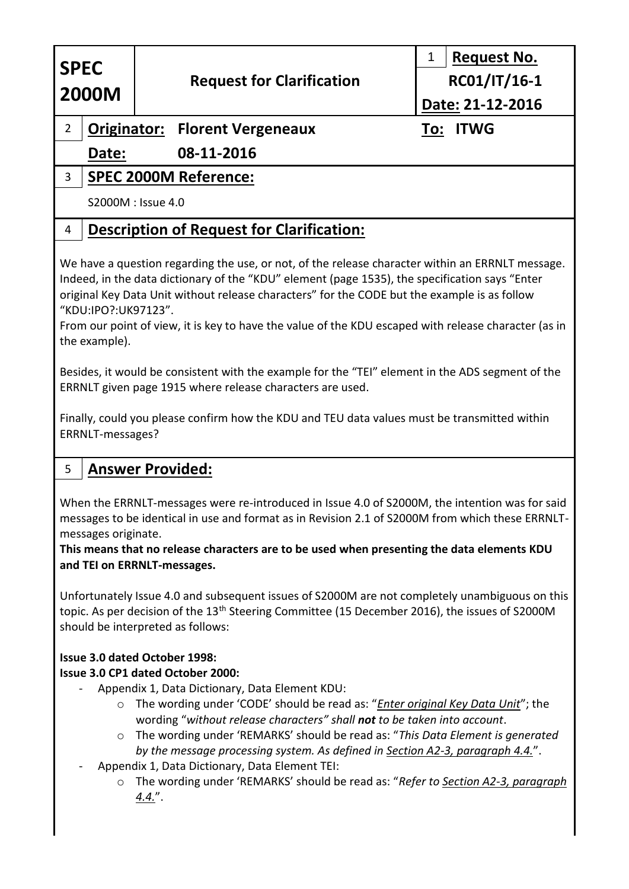| **SPEC 2000M** | **Request for Clarification** | 1 **Request No.** RC01/IT/16-1 **Date:** 21-12-2016 |
|---|---|---|

**2 Originator:** Florent Vergeneaux **To:** ITWG

**Date:** 08-11-2016

## 3 SPEC 2000M Reference:

S2000M : Issue 4.0

## 4 Description of Request for Clarification:

We have a question regarding the use, or not, of the release character within an ERRNLT message. Indeed, in the data dictionary of the "KDU" element (page 1535), the specification says "Enter original Key Data Unit without release characters" for the CODE but the example is as follow "KDU:IPO?:UK97123".

From our point of view, it is key to have the value of the KDU escaped with release character (as in the example).

Besides, it would be consistent with the example for the "TEI" element in the ADS segment of the ERRNLT given page 1915 where release characters are used.

Finally, could you please confirm how the KDU and TEU data values must be transmitted within ERRNLT-messages?

## 5 Answer Provided:

When the ERRNLT-messages were re-introduced in Issue 4.0 of S2000M, the intention was for said messages to be identical in use and format as in Revision 2.1 of S2000M from which these ERRNLT-messages originate.

**This means that no release characters are to be used when presenting the data elements KDU and TEI on ERRNLT-messages.**

Unfortunately Issue 4.0 and subsequent issues of S2000M are not completely unambiguous on this topic. As per decision of the 13th Steering Committee (15 December 2016), the issues of S2000M should be interpreted as follows:

**Issue 3.0 dated October 1998:**
**Issue 3.0 CP1 dated October 2000:**

- Appendix 1, Data Dictionary, Data Element KDU:
  - The wording under 'CODE' should be read as: "*Enter original Key Data Unit*"; the wording "*without release characters" shall **not** to be taken into account*.
  - The wording under 'REMARKS' should be read as: "*This Data Element is generated by the message processing system. As defined in Section A2-3, paragraph 4.4.*".
- Appendix 1, Data Dictionary, Data Element TEI:
  - The wording under 'REMARKS' should be read as: "*Refer to Section A2-3, paragraph 4.4.*".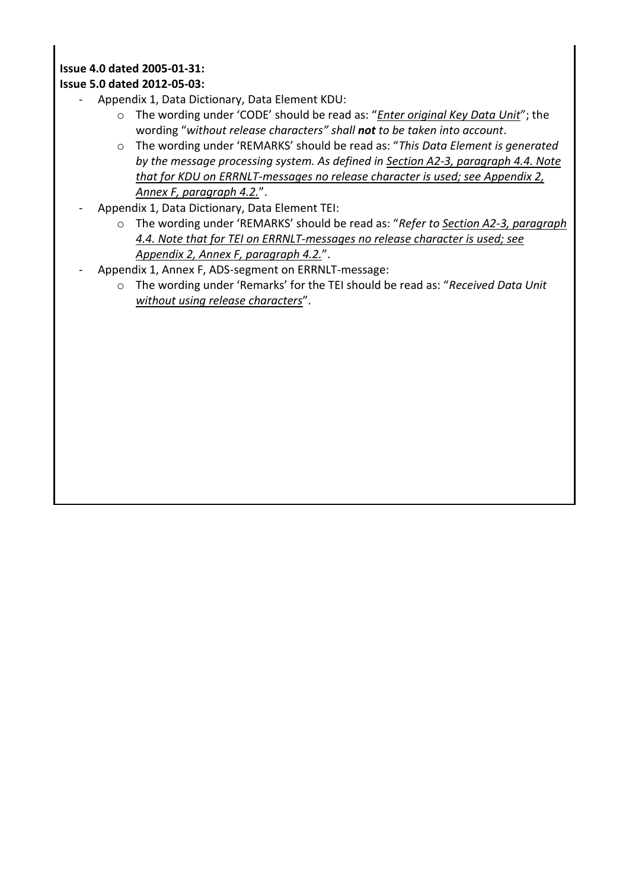**Issue 4.0 dated 2005-01-31:**
**Issue 5.0 dated 2012-05-03:**

- Appendix 1, Data Dictionary, Data Element KDU:
  - The wording under 'CODE' should be read as: "*Enter original Key Data Unit*"; the wording "*without release characters" shall **not** to be taken into account*.
  - The wording under 'REMARKS' should be read as: "*This Data Element is generated by the message processing system. As defined in Section A2-3, paragraph 4.4. Note that for KDU on ERRNLT-messages no release character is used; see Appendix 2, Annex F, paragraph 4.2.*".
- Appendix 1, Data Dictionary, Data Element TEI:
  - The wording under 'REMARKS' should be read as: "*Refer to Section A2-3, paragraph 4.4. Note that for TEI on ERRNLT-messages no release character is used; see Appendix 2, Annex F, paragraph 4.2.*".
- Appendix 1, Annex F, ADS-segment on ERRNLT-message:
  - The wording under 'Remarks' for the TEI should be read as: "*Received Data Unit without using release characters*".